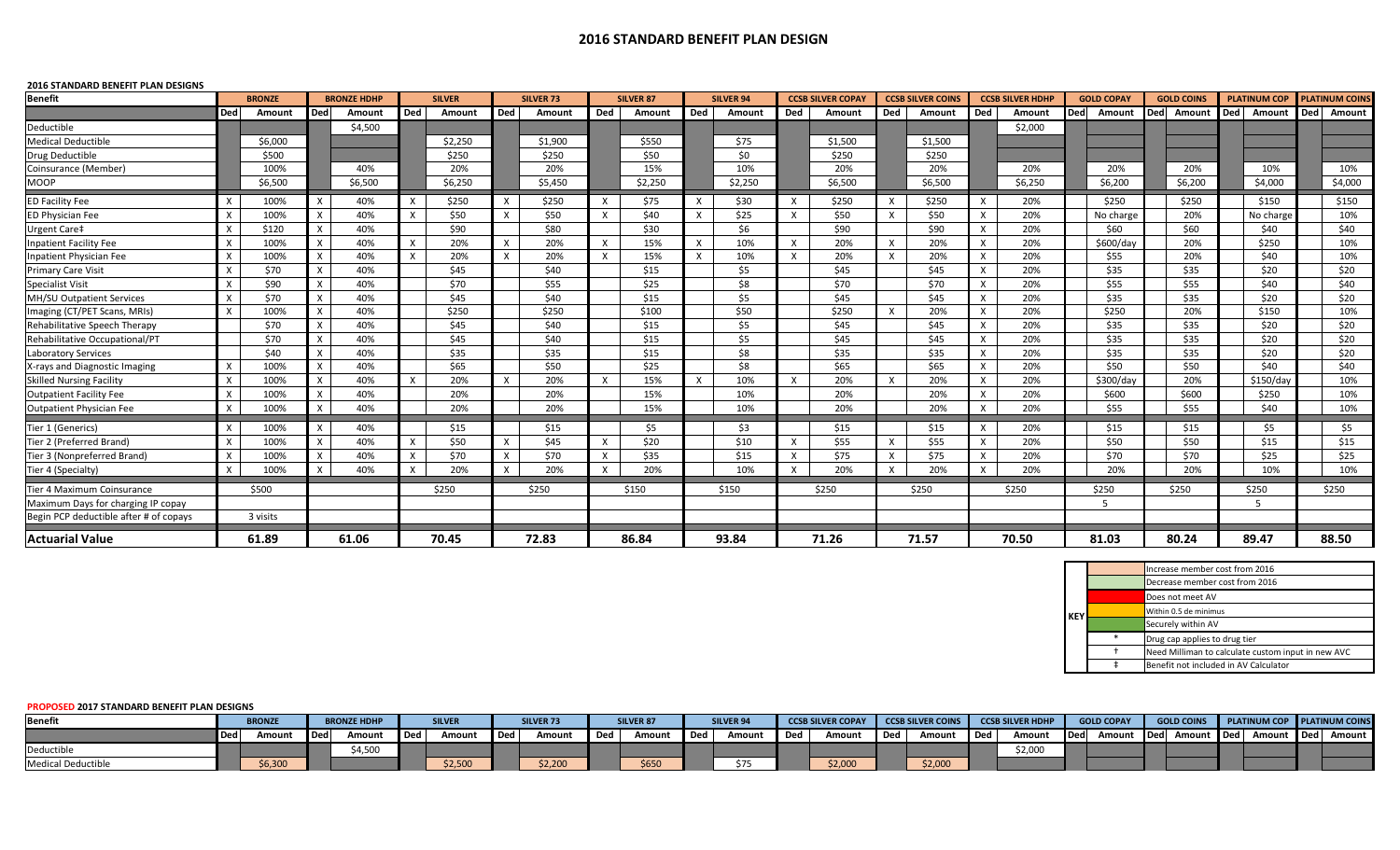# 2016 STANDARD BENEFIT PLAN DESIGN

**2016 STANDARD BENEFIT PLAN DESIGNS**

| Benefit | BRONZE | | BRONZE HDHP | | SILVER | | SILVER 73 | | SILVER 87 | | SILVER 94 | | CCSB SILVER COPAY | | CCSB SILVER COINS | | CCSB SILVER HDHP | | GOLD COPAY | | GOLD COINS | | PLATINUM COP | | PLATINUM COINS | |
|---|---|---|---|---|---|---|---|---|---|---|---|---|---|---|---|---|---|---|---|---|---|---|---|---|---|---|
| | Ded | Amount | Ded | Amount | Ded | Amount | Ded | Amount | Ded | Amount | Ded | Amount | Ded | Amount | Ded | Amount | Ded | Amount | Ded | Amount | Ded | Amount | Ded | Amount | Ded | Amount |
| Deductible | | | | $4,500 | | | | | | | | | | | | | | $2,000 | | | | | | | | |
| Medical Deductible | | $6,000 | | | | $2,250 | | $1,900 | | $550 | | $75 | | $1,500 | | $1,500 | | | | | | | | | | |
| Drug Deductible | | $500 | | | | $250 | | $250 | | $50 | | $0 | | $250 | | $250 | | | | | | | | | | |
| Coinsurance (Member) | | 100% | | 40% | | 20% | | 20% | | 15% | | 10% | | 20% | | 20% | | 20% | | 20% | | 20% | | 10% | | 10% |
| MOOP | | $6,500 | | $6,500 | | $6,250 | | $5,450 | | $2,250 | | $2,250 | | $6,500 | | $6,500 | | $6,250 | | $6,200 | | $6,200 | | $4,000 | | $4,000 |
| ED Facility Fee | X | 100% | X | 40% | X | $250 | X | $250 | X | $75 | X | $30 | X | $250 | X | $250 | X | 20% | | $250 | | $250 | | $150 | | $150 |
| ED Physician Fee | X | 100% | X | 40% | X | $50 | X | $50 | X | $40 | X | $25 | X | $50 | X | $50 | X | 20% | | No charge | | 20% | | No charge | | 10% |
| Urgent Care‡ | X | $120 | X | 40% | | $90 | | $80 | | $30 | | $6 | | $90 | | $90 | X | 20% | | $60 | | $60 | | $40 | | $40 |
| Inpatient Facility Fee | X | 100% | X | 40% | X | 20% | X | 20% | X | 15% | X | 10% | X | 20% | X | 20% | X | 20% | | $600/day | | 20% | | $250 | | 10% |
| Inpatient Physician Fee | X | 100% | X | 40% | X | 20% | X | 20% | X | 15% | X | 10% | X | 20% | X | 20% | X | 20% | | $55 | | 20% | | $40 | | 10% |
| Primary Care Visit | X | $70 | X | 40% | | $45 | | $40 | | $15 | | $5 | | $45 | | $45 | X | 20% | | $35 | | $35 | | $20 | | $20 |
| Specialist Visit | X | $90 | X | 40% | | $70 | | $55 | | $25 | | $8 | | $70 | | $70 | X | 20% | | $55 | | $55 | | $40 | | $40 |
| MH/SU Outpatient Services | X | $70 | X | 40% | | $45 | | $40 | | $15 | | $5 | | $45 | | $45 | X | 20% | | $35 | | $35 | | $20 | | $20 |
| Imaging (CT/PET Scans, MRIs) | X | 100% | X | 40% | | $250 | | $250 | | $100 | | $50 | | $250 | X | 20% | X | 20% | | $250 | | 20% | | $150 | | 10% |
| Rehabilitative Speech Therapy | | $70 | X | 40% | | $45 | | $40 | | $15 | | $5 | | $45 | | $45 | X | 20% | | $35 | | $35 | | $20 | | $20 |
| Rehabilitative Occupational/PT | | $70 | X | 40% | | $45 | | $40 | | $15 | | $5 | | $45 | | $45 | X | 20% | | $35 | | $35 | | $20 | | $20 |
| Laboratory Services | | $40 | X | 40% | | $35 | | $35 | | $15 | | $8 | | $35 | | $35 | X | 20% | | $35 | | $35 | | $20 | | $20 |
| X-rays and Diagnostic Imaging | X | 100% | X | 40% | | $65 | | $50 | | $25 | | $8 | | $65 | | $65 | X | 20% | | $50 | | $50 | | $40 | | $40 |
| Skilled Nursing Facility | X | 100% | X | 40% | X | 20% | X | 20% | X | 15% | X | 10% | X | 20% | X | 20% | X | 20% | | $300/day | | 20% | | $150/day | | 10% |
| Outpatient Facility Fee | X | 100% | X | 40% | | 20% | | 20% | | 15% | | 10% | | 20% | | 20% | X | 20% | | $600 | | $600 | | $250 | | 10% |
| Outpatient Physician Fee | X | 100% | X | 40% | | 20% | | 20% | | 15% | | 10% | | 20% | | 20% | X | 20% | | $55 | | $55 | | $40 | | 10% |
| Tier 1 (Generics) | X | 100% | X | 40% | | $15 | | $15 | | $5 | | $3 | | $15 | | $15 | X | 20% | | $15 | | $15 | | $5 | | $5 |
| Tier 2 (Preferred Brand) | X | 100% | X | 40% | X | $50 | X | $45 | X | $20 | | $10 | X | $55 | X | $55 | X | 20% | | $50 | | $50 | | $15 | | $15 |
| Tier 3 (Nonpreferred Brand) | X | 100% | X | 40% | X | $70 | X | $70 | X | $35 | | $15 | X | $75 | X | $75 | X | 20% | | $70 | | $70 | | $25 | | $25 |
| Tier 4 (Specialty) | X | 100% | X | 40% | X | 20% | X | 20% | X | 20% | | 10% | X | 20% | X | 20% | X | 20% | | 20% | | 20% | | 10% | | 10% |
| Tier 4 Maximum Coinsurance | | $500 | | | | $250 | | $250 | | $150 | | $150 | | $250 | | $250 | | $250 | | $250 | | $250 | | $250 | | $250 |
| Maximum Days for charging IP copay | | | | | | | | | | | | | | | | | | | | 5 | | | | 5 | | |
| Begin PCP deductible after # of copays | | 3 visits | | | | | | | | | | | | | | | | | | | | | | | | |
| **Actuarial Value** | | **61.89** | | **61.06** | | **70.45** | | **72.83** | | **86.84** | | **93.84** | | **71.26** | | **71.57** | | **70.50** | | **81.03** | | **80.24** | | **89.47** | | **88.50** |

| KEY | |
|---|---|
| | Increase member cost from 2016 |
| | Decrease member cost from 2016 |
| | Does not meet AV |
| | Within 0.5 de minimus |
| | Securely within AV |
| * | Drug cap applies to drug tier |
| † | Need Milliman to calculate custom input in new AVC |
| ‡ | Benefit not included in AV Calculator |

**PROPOSED 2017 STANDARD BENEFIT PLAN DESIGNS**

| Benefit | BRONZE | | BRONZE HDHP | | SILVER | | SILVER 73 | | SILVER 87 | | SILVER 94 | | CCSB SILVER COPAY | | CCSB SILVER COINS | | CCSB SILVER HDHP | | GOLD COPAY | | GOLD COINS | | PLATINUM COP | | PLATINUM COINS | |
|---|---|---|---|---|---|---|---|---|---|---|---|---|---|---|---|---|---|---|---|---|---|---|---|---|---|---|
| | Ded | Amount | Ded | Amount | Ded | Amount | Ded | Amount | Ded | Amount | Ded | Amount | Ded | Amount | Ded | Amount | Ded | Amount | Ded | Amount | Ded | Amount | Ded | Amount | Ded | Amount |
| Deductible | | | | $4,500 | | | | | | | | | | | | | | $2,000 | | | | | | | | |
| Medical Deductible | | $6,300 | | | | $2,500 | | $2,200 | | $650 | | $75 | | $2,000 | | $2,000 | | | | | | | | | | |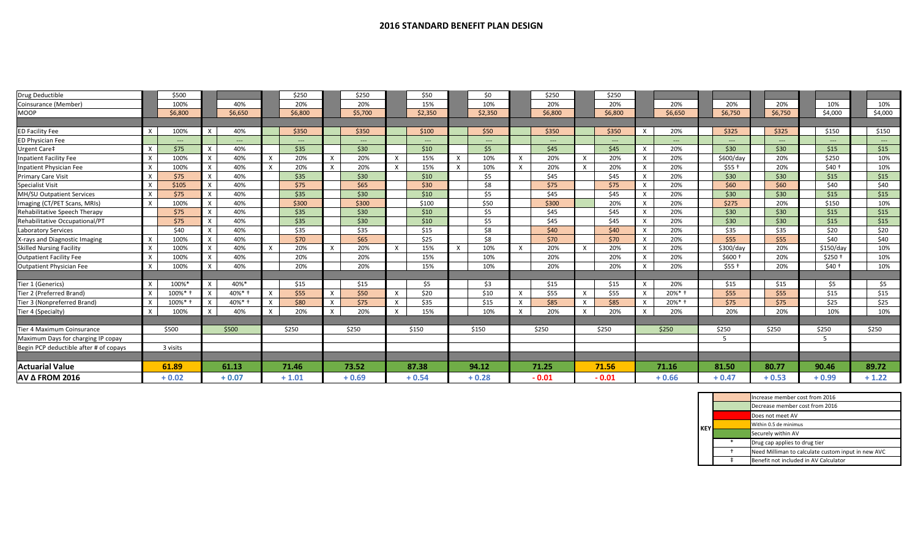## 2016 STANDARD BENEFIT PLAN DESIGN

| | | | | | | | | | | | | | | | | | | | | | | |
|---|---|---|---|---|---|---|---|---|---|---|---|---|---|---|---|---|---|---|---|---|---|---|
| Drug Deductible | | $500 | | | | $250 | | $250 | | $50 | | $0 | | $250 | | $250 | | | | | | |
| Coinsurance (Member) | | 100% | | 40% | | 20% | | 20% | | 15% | | 10% | | 20% | | 20% | | 20% | 20% | 20% | 10% | 10% |
| MOOP | | $6,800 | | $6,650 | | $6,800 | | $5,700 | | $2,350 | | $2,350 | | $6,800 | | $6,800 | | $6,650 | $6,750 | $6,750 | $4,000 | $4,000 |
| | | | | | | | | | | | | | | | | | | | | | | |
| ED Facility Fee | X | 100% | X | 40% | | $350 | | $350 | | $100 | | $50 | | $350 | | $350 | X | 20% | $325 | $325 | $150 | $150 |
| ED Physician Fee | | --- | | --- | | --- | | --- | | --- | | --- | | --- | | --- | | --- | --- | --- | --- | --- |
| Urgent Care‡ | X | $75 | X | 40% | | $35 | | $30 | | $10 | | $5 | | $45 | | $45 | X | 20% | $30 | $30 | $15 | $15 |
| Inpatient Facility Fee | X | 100% | X | 40% | X | 20% | X | 20% | X | 15% | X | 10% | X | 20% | X | 20% | X | 20% | $600/day | 20% | $250 | 10% |
| Inpatient Physician Fee | X | 100% | X | 40% | X | 20% | X | 20% | X | 15% | X | 10% | X | 20% | X | 20% | X | 20% | $55 † | 20% | $40 † | 10% |
| Primary Care Visit | X | $75 | X | 40% | | $35 | | $30 | | $10 | | $5 | | $45 | | $45 | X | 20% | $30 | $30 | $15 | $15 |
| Specialist Visit | X | $105 | X | 40% | | $75 | | $65 | | $30 | | $8 | | $75 | | $75 | X | 20% | $60 | $60 | $40 | $40 |
| MH/SU Outpatient Services | X | $75 | X | 40% | | $35 | | $30 | | $10 | | $5 | | $45 | | $45 | X | 20% | $30 | $30 | $15 | $15 |
| Imaging (CT/PET Scans, MRIs) | X | 100% | X | 40% | | $300 | | $300 | | $100 | | $50 | | $300 | | 20% | X | 20% | $275 | 20% | $150 | 10% |
| Rehabilitative Speech Therapy | | $75 | X | 40% | | $35 | | $30 | | $10 | | $5 | | $45 | | $45 | X | 20% | $30 | $30 | $15 | $15 |
| Rehabilitative Occupational/PT | | $75 | X | 40% | | $35 | | $30 | | $10 | | $5 | | $45 | | $45 | X | 20% | $30 | $30 | $15 | $15 |
| Laboratory Services | | $40 | X | 40% | | $35 | | $35 | | $15 | | $8 | | $40 | | $40 | X | 20% | $35 | $35 | $20 | $20 |
| X-rays and Diagnostic Imaging | X | 100% | X | 40% | | $70 | | $65 | | $25 | | $8 | | $70 | | $70 | X | 20% | $55 | $55 | $40 | $40 |
| Skilled Nursing Facility | X | 100% | X | 40% | X | 20% | X | 20% | X | 15% | X | 10% | X | 20% | X | 20% | X | 20% | $300/day | 20% | $150/day | 10% |
| Outpatient Facility Fee | X | 100% | X | 40% | | 20% | | 20% | | 15% | | 10% | | 20% | | 20% | X | 20% | $600 † | 20% | $250 † | 10% |
| Outpatient Physician Fee | X | 100% | X | 40% | | 20% | | 20% | | 15% | | 10% | | 20% | | 20% | X | 20% | $55 † | 20% | $40 † | 10% |
| | | | | | | | | | | | | | | | | | | | | | | |
| Tier 1 (Generics) | X | 100%* | X | 40%* | | $15 | | $15 | | $5 | | $3 | | $15 | | $15 | X | 20% | $15 | $15 | $5 | $5 |
| Tier 2 (Preferred Brand) | X | 100%* † | X | 40%* † | X | $55 | X | $50 | X | $20 | | $10 | X | $55 | X | $55 | X | 20%* † | $55 | $55 | $15 | $15 |
| Tier 3 (Nonpreferred Brand) | X | 100%* † | X | 40%* † | X | $80 | X | $75 | X | $35 | | $15 | X | $85 | X | $85 | X | 20%* † | $75 | $75 | $25 | $25 |
| Tier 4 (Specialty) | X | 100% | X | 40% | X | 20% | X | 20% | X | 15% | | 10% | X | 20% | X | 20% | X | 20% | 20% | 20% | 10% | 10% |
| | | | | | | | | | | | | | | | | | | | | | | |
| Tier 4 Maximum Coinsurance | | $500 | | $500 | | $250 | | $250 | | $150 | | $150 | | $250 | | $250 | | $250 | $250 | $250 | $250 | $250 |
| Maximum Days for charging IP copay | | | | | | | | | | | | | | | | | | | 5 | | 5 | |
| Begin PCP deductible after # of copays | | 3 visits | | | | | | | | | | | | | | | | | | | | |
| | | | | | | | | | | | | | | | | | | | | | | |
| **Actuarial Value** | | **61.89** | | **61.13** | | **71.46** | | **73.52** | | **87.38** | | **94.12** | | **71.25** | | **71.56** | | **71.16** | **81.50** | **80.77** | **90.46** | **89.72** |
| **AV Δ FROM 2016** | | **+ 0.02** | | **+ 0.07** | | **+ 1.01** | | **+ 0.69** | | **+ 0.54** | | **+ 0.28** | | **- 0.01** | | **- 0.01** | | **+ 0.66** | **+ 0.47** | **+ 0.53** | **+ 0.99** | **+ 1.22** |

| | | |
|---|---|---|
| KEY | | Increase member cost from 2016 |
| | | Decrease member cost from 2016 |
| | | Does not meet AV |
| | | Within 0.5 de minimus |
| | | Securely within AV |
| | * | Drug cap applies to drug tier |
| | † | Need Milliman to calculate custom input in new AVC |
| | ‡ | Benefit not included in AV Calculator |